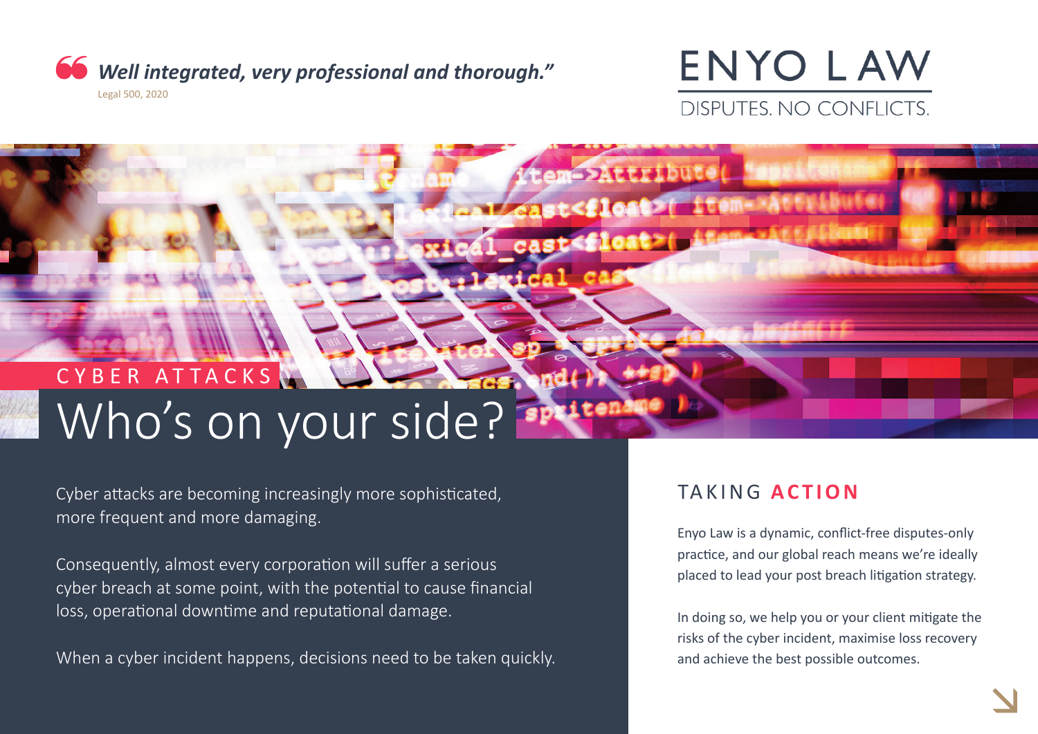*Well integrated, very professional and thorough."*

Legal 500, 2020

ENYO LAW

DISPUTES. NO CONFLICTS.

CYBER ATTACKS

# Who's on your side?

Cyber attacks are becoming increasingly more sophisticated, more frequent and more damaging.

Consequently, almost every corporation will suffer a serious cyber breach at some point, with the potential to cause financial loss, operational downtime and reputational damage.

When a cyber incident happens, decisions need to be taken quickly.

## TAKING **ACTION**

Enyo Law is a dynamic, conflict-free disputes-only practice, and our global reach means we're ideally placed to lead your post breach litigation strategy.

In doing so, we help you or your client mitigate the risks of the cyber incident, maximise loss recovery and achieve the best possible outcomes.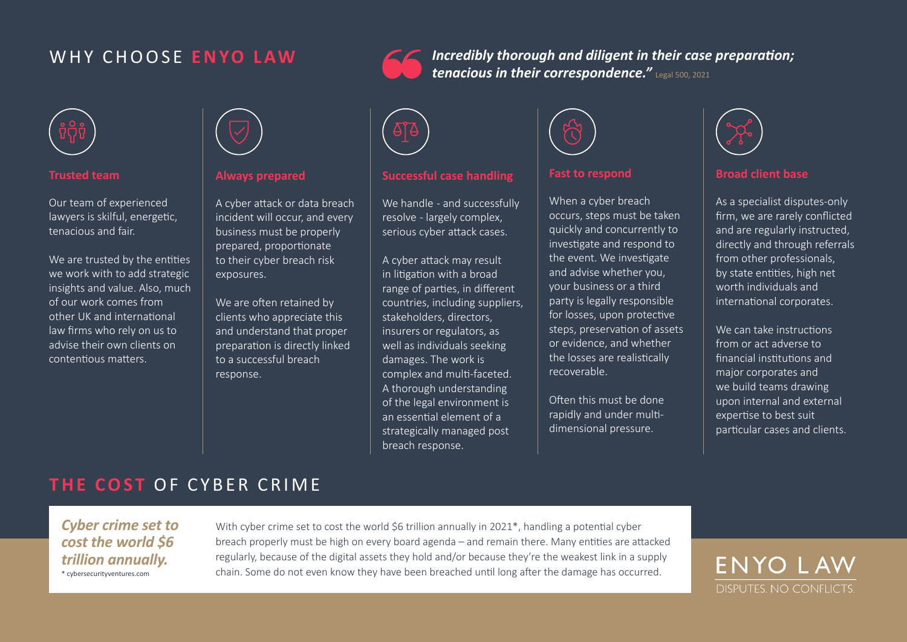# WHY CHOOSE ENYO LAW

> ***Incredibly thorough and diligent in their case preparation; tenacious in their correspondence."*** Legal 500, 2021

### Trusted team

Our team of experienced lawyers is skilful, energetic, tenacious and fair.

We are trusted by the entities we work with to add strategic insights and value. Also, much of our work comes from other UK and international law firms who rely on us to advise their own clients on contentious matters.

### Always prepared

A cyber attack or data breach incident will occur, and every business must be properly prepared, proportionate to their cyber breach risk exposures.

We are often retained by clients who appreciate this and understand that proper preparation is directly linked to a successful breach response.

### Successful case handling

We handle - and successfully resolve - largely complex, serious cyber attack cases.

A cyber attack may result in litigation with a broad range of parties, in different countries, including suppliers, stakeholders, directors, insurers or regulators, as well as individuals seeking damages. The work is complex and multi-faceted. A thorough understanding of the legal environment is an essential element of a strategically managed post breach response.

### Fast to respond

When a cyber breach occurs, steps must be taken quickly and concurrently to investigate and respond to the event. We investigate and advise whether you, your business or a third party is legally responsible for losses, upon protective steps, preservation of assets or evidence, and whether the losses are realistically recoverable.

Often this must be done rapidly and under multi-dimensional pressure.

### Broad client base

As a specialist disputes-only firm, we are rarely conflicted and are regularly instructed, directly and through referrals from other professionals, by state entities, high net worth individuals and international corporates.

We can take instructions from or act adverse to financial institutions and major corporates and we build teams drawing upon internal and external expertise to best suit particular cases and clients.

# THE COST OF CYBER CRIME

***Cyber crime set to cost the world $6 trillion annually.***

\* cybersecurityventures.com

With cyber crime set to cost the world $6 trillion annually in 2021*, handling a potential cyber breach properly must be high on every board agenda – and remain there. Many entities are attacked regularly, because of the digital assets they hold and/or because they're the weakest link in a supply chain. Some do not even know they have been breached until long after the damage has occurred.

ENYO LAW

DISPUTES. NO CONFLICTS.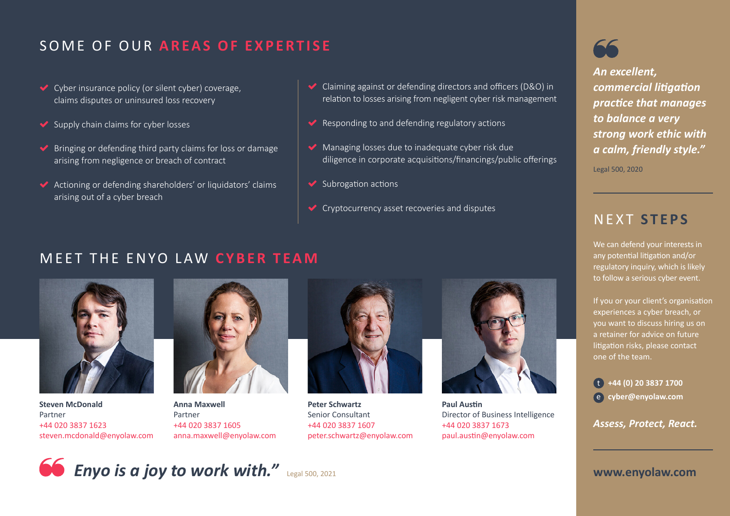## SOME OF OUR **AREAS OF EXPERTISE**

- Cyber insurance policy (or silent cyber) coverage, claims disputes or uninsured loss recovery
- Supply chain claims for cyber losses
- Bringing or defending third party claims for loss or damage arising from negligence or breach of contract
- Actioning or defending shareholders' or liquidators' claims arising out of a cyber breach
- Claiming against or defending directors and officers (D&O) in relation to losses arising from negligent cyber risk management
- Responding to and defending regulatory actions
- Managing losses due to inadequate cyber risk due diligence in corporate acquisitions/financings/public offerings
- Subrogation actions
- Cryptocurrency asset recoveries and disputes

## MEET THE ENYO LAW **CYBER TEAM**

**Steven McDonald**
Partner
+44 020 3837 1623
steven.mcdonald@enyolaw.com

**Anna Maxwell**
Partner
+44 020 3837 1605
anna.maxwell@enyolaw.com

**Peter Schwartz**
Senior Consultant
+44 020 3837 1607
peter.schwartz@enyolaw.com

**Paul Austin**
Director of Business Intelligence
+44 020 3837 1673
paul.austin@enyolaw.com

> ***Enyo is a joy to work with."*** Legal 500, 2021

> ***An excellent, commercial litigation practice that manages to balance a very strong work ethic with a calm, friendly style."***
>
> Legal 500, 2020

## NEXT **STEPS**

We can defend your interests in any potential litigation and/or regulatory inquiry, which is likely to follow a serious cyber event.

If you or your client's organisation experiences a cyber breach, or you want to discuss hiring us on a retainer for advice on future litigation risks, please contact one of the team.

t **+44 (0) 20 3837 1700**
e **cyber@enyolaw.com**

***Assess, Protect, React.***

**www.enyolaw.com**